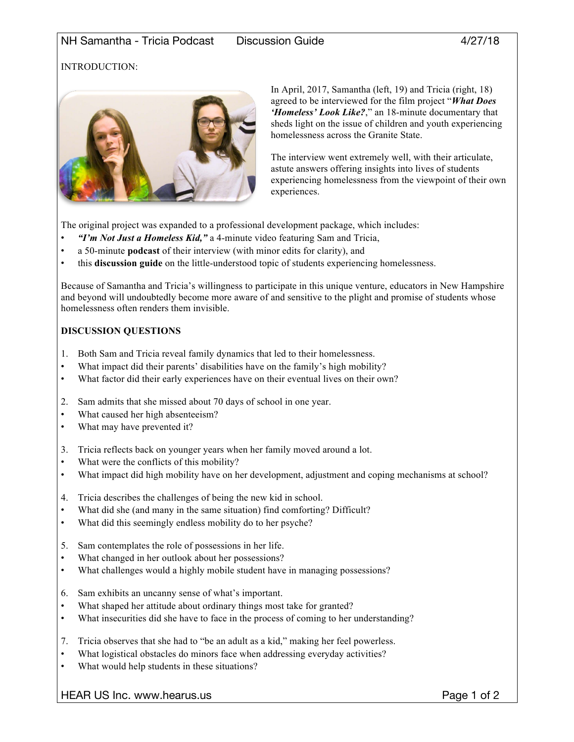NH Samantha - Tricia Podcast Discussion Guide 4/27/18

INTRODUCTION:

In April, 2017, Samantha (left, 19) and Tricia (right, 18) agreed to be interviewed for the film project "***What Does 'Homeless' Look Like?***," an 18-minute documentary that sheds light on the issue of children and youth experiencing homelessness across the Granite State.

The interview went extremely well, with their articulate, astute answers offering insights into lives of students experiencing homelessness from the viewpoint of their own experiences.

The original project was expanded to a professional development package, which includes:

- ***"I'm Not Just a Homeless Kid,"*** a 4-minute video featuring Sam and Tricia,
- a 50-minute **podcast** of their interview (with minor edits for clarity), and
- this **discussion guide** on the little-understood topic of students experiencing homelessness.

Because of Samantha and Tricia's willingness to participate in this unique venture, educators in New Hampshire and beyond will undoubtedly become more aware of and sensitive to the plight and promise of students whose homelessness often renders them invisible.

**DISCUSSION QUESTIONS**

1. Both Sam and Tricia reveal family dynamics that led to their homelessness.
   - What impact did their parents' disabilities have on the family's high mobility?
   - What factor did their early experiences have on their eventual lives on their own?

2. Sam admits that she missed about 70 days of school in one year.
   - What caused her high absenteeism?
   - What may have prevented it?

3. Tricia reflects back on younger years when her family moved around a lot.
   - What were the conflicts of this mobility?
   - What impact did high mobility have on her development, adjustment and coping mechanisms at school?

4. Tricia describes the challenges of being the new kid in school.
   - What did she (and many in the same situation) find comforting? Difficult?
   - What did this seemingly endless mobility do to her psyche?

5. Sam contemplates the role of possessions in her life.
   - What changed in her outlook about her possessions?
   - What challenges would a highly mobile student have in managing possessions?

6. Sam exhibits an uncanny sense of what's important.
   - What shaped her attitude about ordinary things most take for granted?
   - What insecurities did she have to face in the process of coming to her understanding?

7. Tricia observes that she had to "be an adult as a kid," making her feel powerless.
   - What logistical obstacles do minors face when addressing everyday activities?
   - What would help students in these situations?

HEAR US Inc. www.hearus.us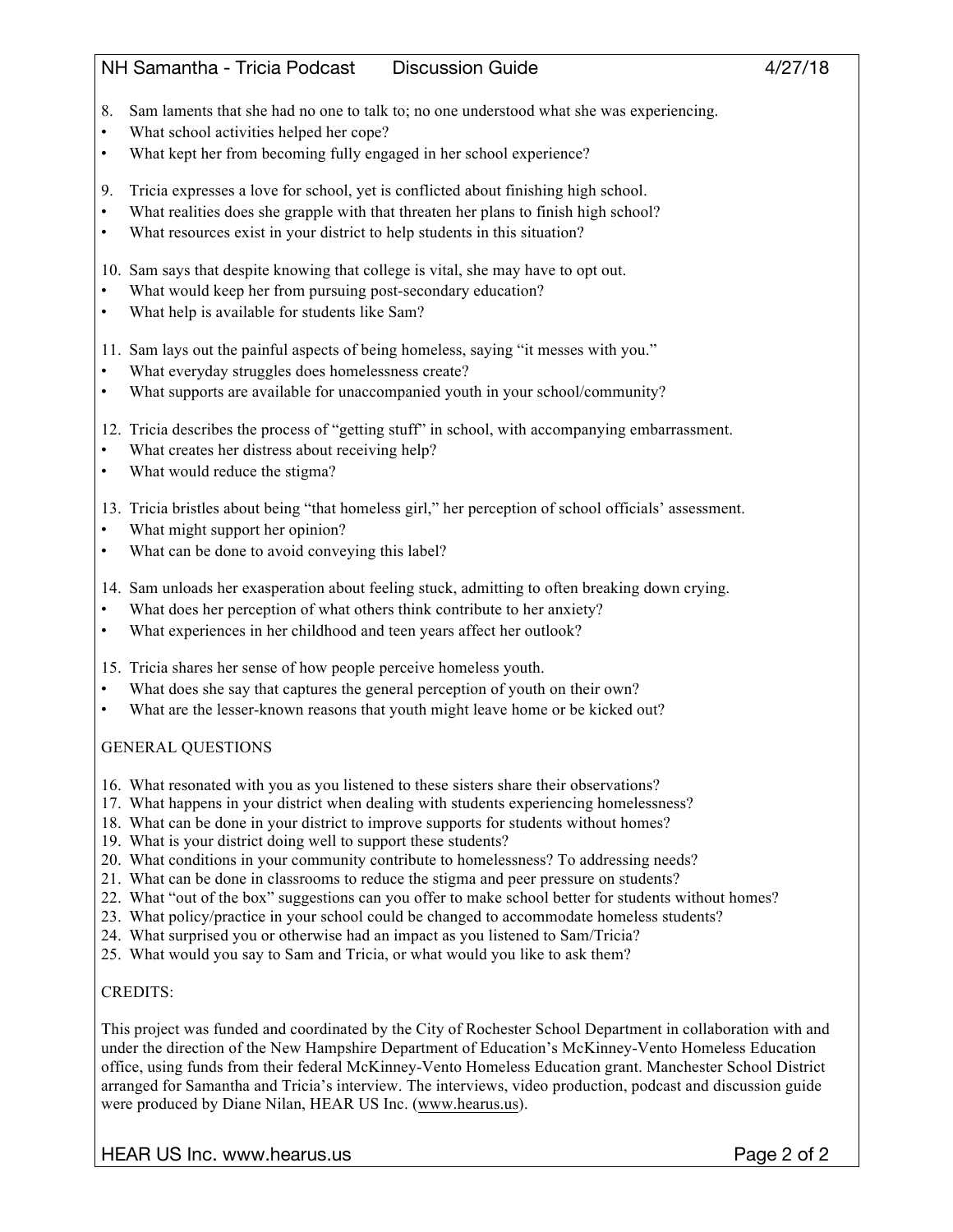8. Sam laments that she had no one to talk to; no one understood what she was experiencing.
   - What school activities helped her cope?
   - What kept her from becoming fully engaged in her school experience?

9. Tricia expresses a love for school, yet is conflicted about finishing high school.
   - What realities does she grapple with that threaten her plans to finish high school?
   - What resources exist in your district to help students in this situation?

10. Sam says that despite knowing that college is vital, she may have to opt out.
    - What would keep her from pursuing post-secondary education?
    - What help is available for students like Sam?

11. Sam lays out the painful aspects of being homeless, saying "it messes with you."
    - What everyday struggles does homelessness create?
    - What supports are available for unaccompanied youth in your school/community?

12. Tricia describes the process of "getting stuff" in school, with accompanying embarrassment.
    - What creates her distress about receiving help?
    - What would reduce the stigma?

13. Tricia bristles about being "that homeless girl," her perception of school officials' assessment.
    - What might support her opinion?
    - What can be done to avoid conveying this label?

14. Sam unloads her exasperation about feeling stuck, admitting to often breaking down crying.
    - What does her perception of what others think contribute to her anxiety?
    - What experiences in her childhood and teen years affect her outlook?

15. Tricia shares her sense of how people perceive homeless youth.
    - What does she say that captures the general perception of youth on their own?
    - What are the lesser-known reasons that youth might leave home or be kicked out?

## GENERAL QUESTIONS

16. What resonated with you as you listened to these sisters share their observations?
17. What happens in your district when dealing with students experiencing homelessness?
18. What can be done in your district to improve supports for students without homes?
19. What is your district doing well to support these students?
20. What conditions in your community contribute to homelessness? To addressing needs?
21. What can be done in classrooms to reduce the stigma and peer pressure on students?
22. What "out of the box" suggestions can you offer to make school better for students without homes?
23. What policy/practice in your school could be changed to accommodate homeless students?
24. What surprised you or otherwise had an impact as you listened to Sam/Tricia?
25. What would you say to Sam and Tricia, or what would you like to ask them?

## CREDITS:

This project was funded and coordinated by the City of Rochester School Department in collaboration with and under the direction of the New Hampshire Department of Education's McKinney-Vento Homeless Education office, using funds from their federal McKinney-Vento Homeless Education grant. Manchester School District arranged for Samantha and Tricia's interview. The interviews, video production, podcast and discussion guide were produced by Diane Nilan, HEAR US Inc. (www.hearus.us).